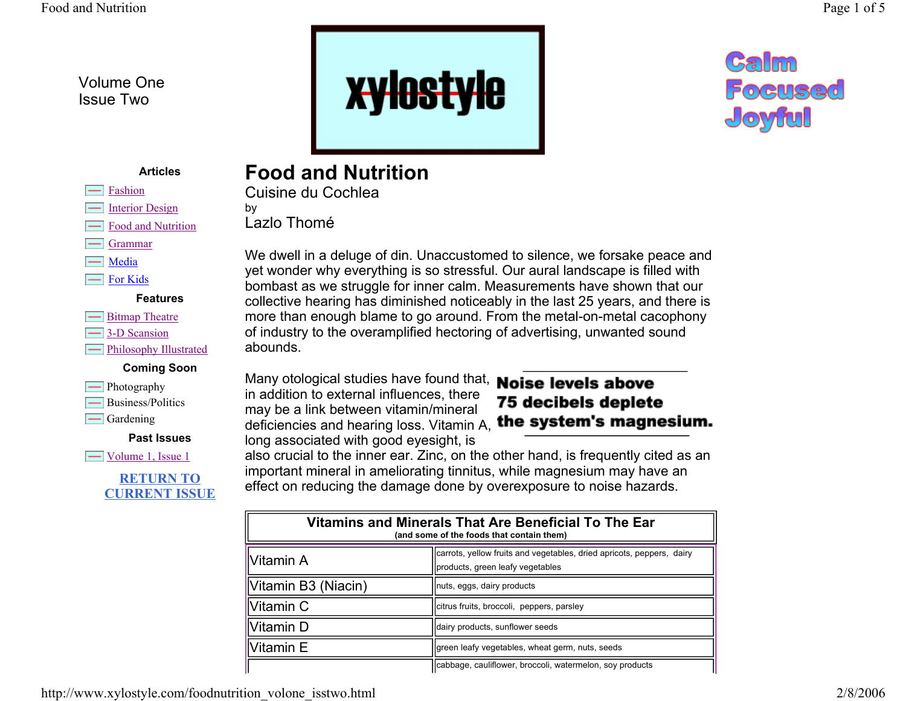Volume One
Issue Two

xylostyle

Calm
Focused
Joyful

**Articles**

- Fashion
- Interior Design
- Food and Nutrition
- Grammar
- Media
- For Kids

**Features**

- Bitmap Theatre
- 3-D Scansion
- Philosophy Illustrated

**Coming Soon**

- Photography
- Business/Politics
- Gardening

**Past Issues**

- Volume 1, Issue 1

**RETURN TO CURRENT ISSUE**

# Food and Nutrition

## Cuisine du Cochlea

by

Lazlo Thomé

We dwell in a deluge of din. Unaccustomed to silence, we forsake peace and yet wonder why everything is so stressful. Our aural landscape is filled with bombast as we struggle for inner calm. Measurements have shown that our collective hearing has diminished noticeably in the last 25 years, and there is more than enough blame to go around. From the metal-on-metal cacophony of industry to the overamplified hectoring of advertising, unwanted sound abounds.

**Noise levels above 75 decibels deplete the system's magnesium.**

Many otological studies have found that, in addition to external influences, there may be a link between vitamin/mineral deficiencies and hearing loss. Vitamin A, long associated with good eyesight, is also crucial to the inner ear. Zinc, on the other hand, is frequently cited as an important mineral in ameliorating tinnitus, while magnesium may have an effect on reducing the damage done by overexposure to noise hazards.

**Vitamins and Minerals That Are Beneficial To The Ear**
(and some of the foods that contain them)

| Vitamin/Mineral | Foods |
|---|---|
| Vitamin A | carrots, yellow fruits and vegetables, dried apricots, peppers, dairy products, green leafy vegetables |
| Vitamin B3 (Niacin) | nuts, eggs, dairy products |
| Vitamin C | citrus fruits, broccoli, peppers, parsley |
| Vitamin D | dairy products, sunflower seeds |
| Vitamin E | green leafy vegetables, wheat germ, nuts, seeds |
| | cabbage, cauliflower, broccoli, watermelon, soy products |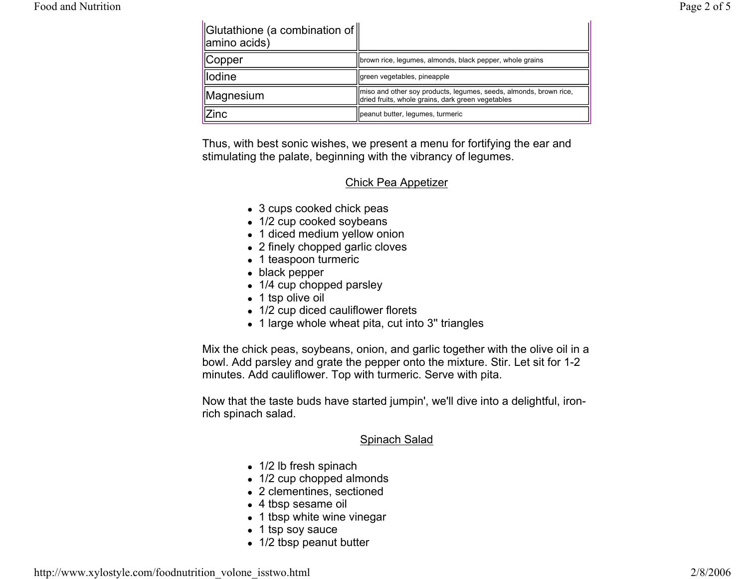| | |
|---|---|
| Glutathione (a combination of amino acids) | |
| Copper | brown rice, legumes, almonds, black pepper, whole grains |
| Iodine | green vegetables, pineapple |
| Magnesium | miso and other soy products, legumes, seeds, almonds, brown rice, dried fruits, whole grains, dark green vegetables |
| Zinc | peanut butter, legumes, turmeric |

Thus, with best sonic wishes, we present a menu for fortifying the ear and stimulating the palate, beginning with the vibrancy of legumes.

## Chick Pea Appetizer

- 3 cups cooked chick peas
- 1/2 cup cooked soybeans
- 1 diced medium yellow onion
- 2 finely chopped garlic cloves
- 1 teaspoon turmeric
- black pepper
- 1/4 cup chopped parsley
- 1 tsp olive oil
- 1/2 cup diced cauliflower florets
- 1 large whole wheat pita, cut into 3" triangles

Mix the chick peas, soybeans, onion, and garlic together with the olive oil in a bowl. Add parsley and grate the pepper onto the mixture. Stir. Let sit for 1-2 minutes. Add cauliflower. Top with turmeric. Serve with pita.

Now that the taste buds have started jumpin', we'll dive into a delightful, iron-rich spinach salad.

## Spinach Salad

- 1/2 lb fresh spinach
- 1/2 cup chopped almonds
- 2 clementines, sectioned
- 4 tbsp sesame oil
- 1 tbsp white wine vinegar
- 1 tsp soy sauce
- 1/2 tbsp peanut butter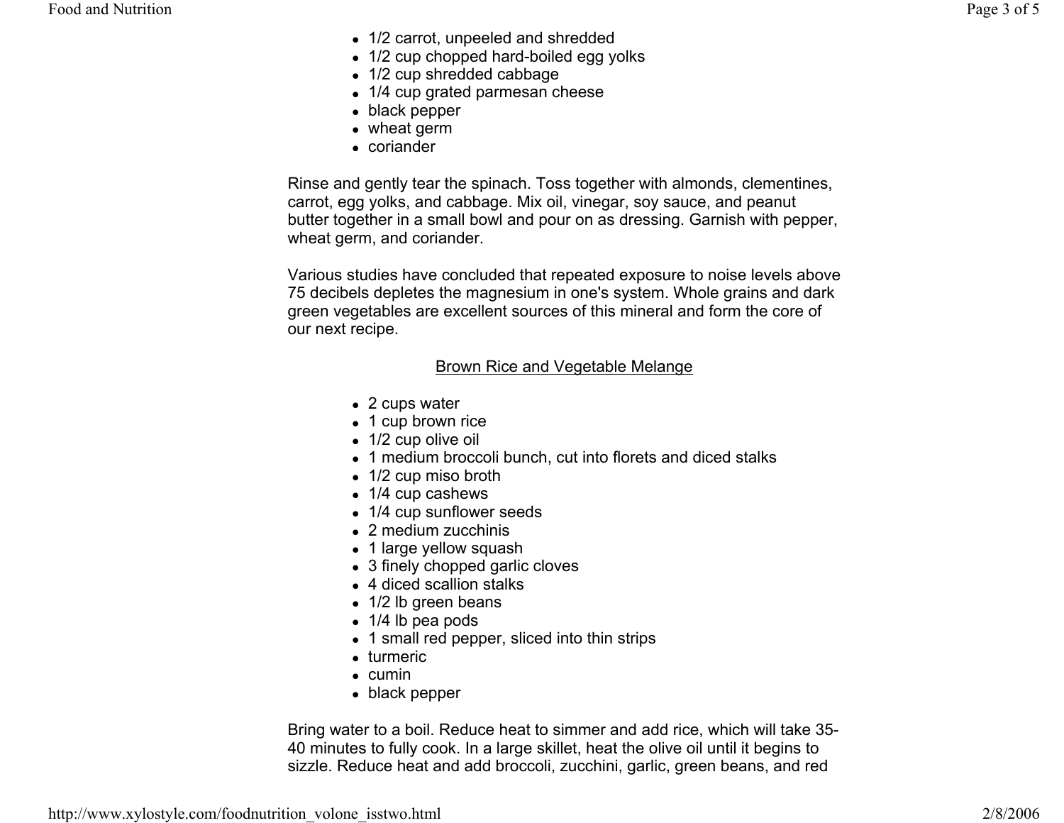- 1/2 carrot, unpeeled and shredded
- 1/2 cup chopped hard-boiled egg yolks
- 1/2 cup shredded cabbage
- 1/4 cup grated parmesan cheese
- black pepper
- wheat germ
- coriander

Rinse and gently tear the spinach. Toss together with almonds, clementines, carrot, egg yolks, and cabbage. Mix oil, vinegar, soy sauce, and peanut butter together in a small bowl and pour on as dressing. Garnish with pepper, wheat germ, and coriander.

Various studies have concluded that repeated exposure to noise levels above 75 decibels depletes the magnesium in one's system. Whole grains and dark green vegetables are excellent sources of this mineral and form the core of our next recipe.

## Brown Rice and Vegetable Melange

- 2 cups water
- 1 cup brown rice
- 1/2 cup olive oil
- 1 medium broccoli bunch, cut into florets and diced stalks
- 1/2 cup miso broth
- 1/4 cup cashews
- 1/4 cup sunflower seeds
- 2 medium zucchinis
- 1 large yellow squash
- 3 finely chopped garlic cloves
- 4 diced scallion stalks
- 1/2 lb green beans
- 1/4 lb pea pods
- 1 small red pepper, sliced into thin strips
- turmeric
- cumin
- black pepper

Bring water to a boil. Reduce heat to simmer and add rice, which will take 35-40 minutes to fully cook. In a large skillet, heat the olive oil until it begins to sizzle. Reduce heat and add broccoli, zucchini, garlic, green beans, and red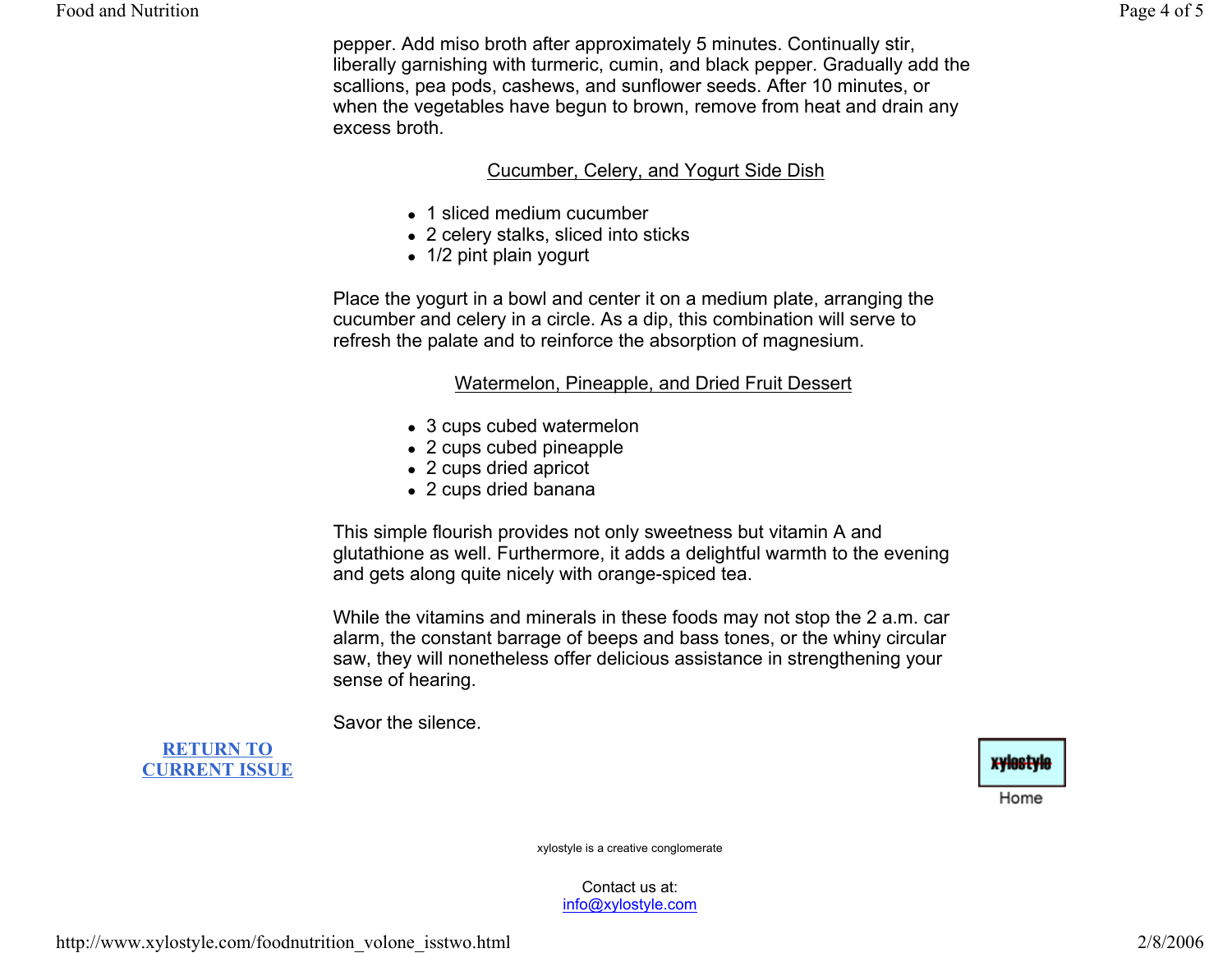pepper. Add miso broth after approximately 5 minutes. Continually stir, liberally garnishing with turmeric, cumin, and black pepper. Gradually add the scallions, pea pods, cashews, and sunflower seeds. After 10 minutes, or when the vegetables have begun to brown, remove from heat and drain any excess broth.

### Cucumber, Celery, and Yogurt Side Dish

- 1 sliced medium cucumber
- 2 celery stalks, sliced into sticks
- 1/2 pint plain yogurt

Place the yogurt in a bowl and center it on a medium plate, arranging the cucumber and celery in a circle. As a dip, this combination will serve to refresh the palate and to reinforce the absorption of magnesium.

### Watermelon, Pineapple, and Dried Fruit Dessert

- 3 cups cubed watermelon
- 2 cups cubed pineapple
- 2 cups dried apricot
- 2 cups dried banana

This simple flourish provides not only sweetness but vitamin A and glutathione as well. Furthermore, it adds a delightful warmth to the evening and gets along quite nicely with orange-spiced tea.

While the vitamins and minerals in these foods may not stop the 2 a.m. car alarm, the constant barrage of beeps and bass tones, or the whiny circular saw, they will nonetheless offer delicious assistance in strengthening your sense of hearing.

Savor the silence.

**RETURN TO CURRENT ISSUE**

xylostyle

Home

xylostyle is a creative conglomerate

Contact us at:
info@xylostyle.com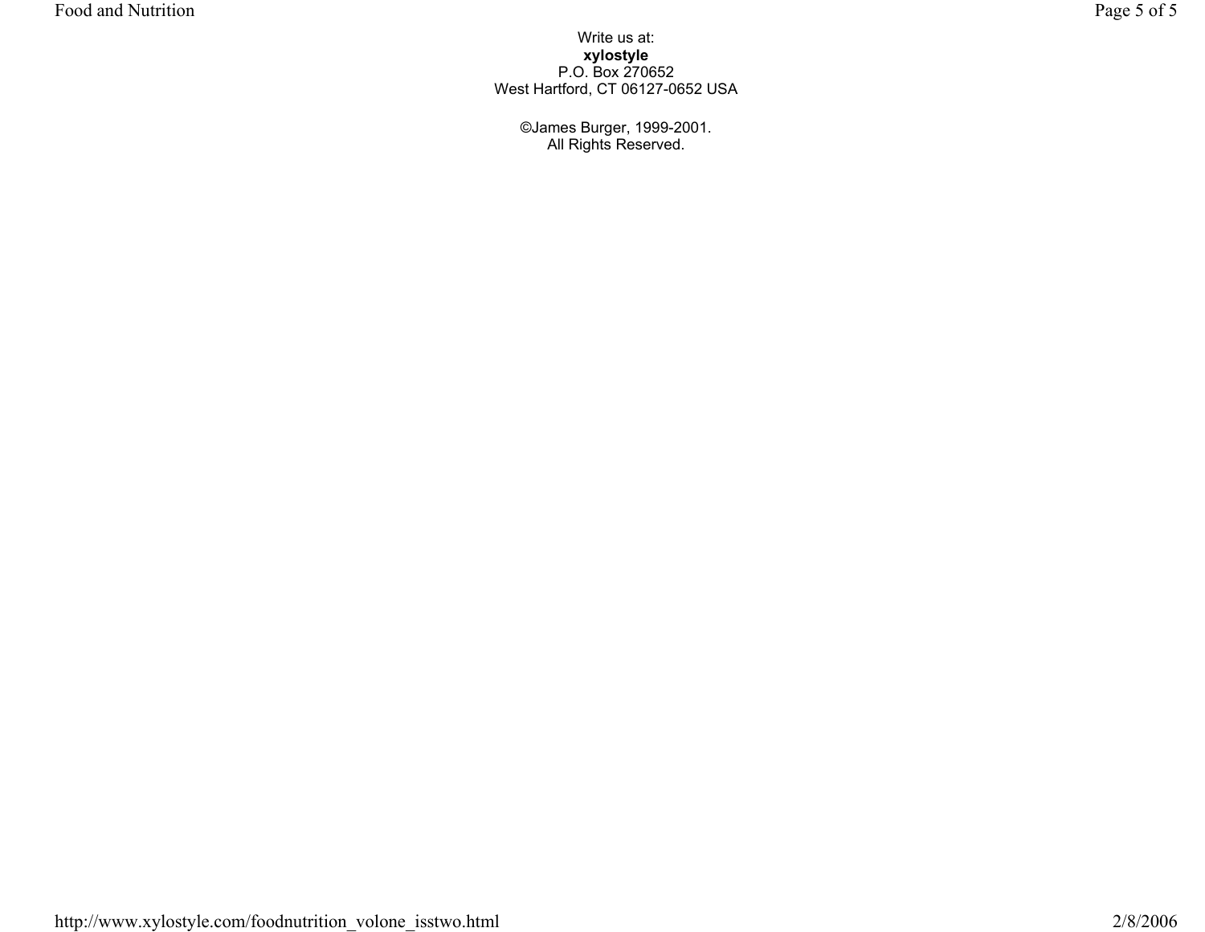Write us at:
**xylostyle**
P.O. Box 270652
West Hartford, CT 06127-0652 USA

©James Burger, 1999-2001.
All Rights Reserved.